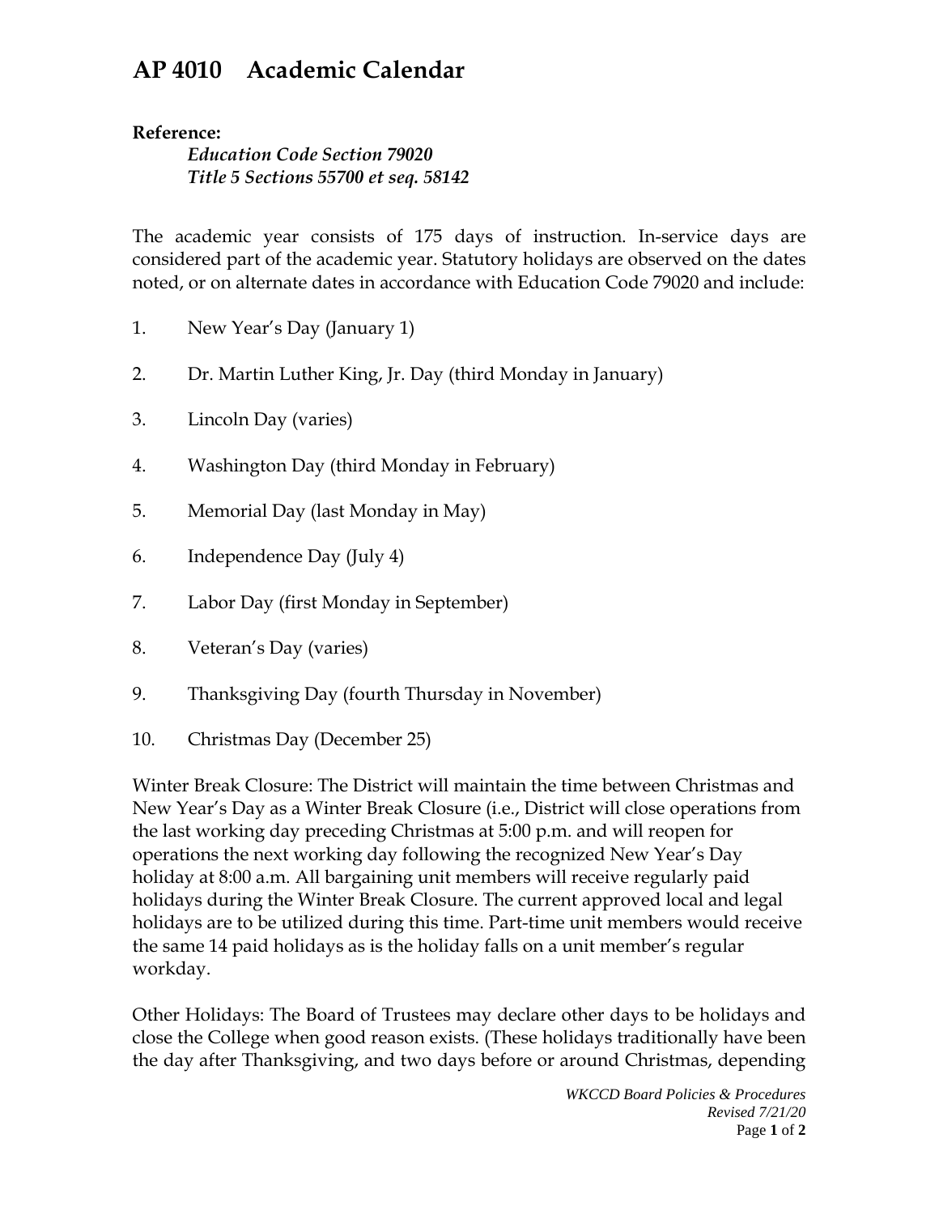# AP 4010 Academic Calendar

**Reference:**

*Education Code Section 79020*
*Title 5 Sections 55700 et seq. 58142*

The academic year consists of 175 days of instruction. In-service days are considered part of the academic year. Statutory holidays are observed on the dates noted, or on alternate dates in accordance with Education Code 79020 and include:

1. New Year's Day (January 1)
2. Dr. Martin Luther King, Jr. Day (third Monday in January)
3. Lincoln Day (varies)
4. Washington Day (third Monday in February)
5. Memorial Day (last Monday in May)
6. Independence Day (July 4)
7. Labor Day (first Monday in September)
8. Veteran's Day (varies)
9. Thanksgiving Day (fourth Thursday in November)
10. Christmas Day (December 25)

Winter Break Closure: The District will maintain the time between Christmas and New Year's Day as a Winter Break Closure (i.e., District will close operations from the last working day preceding Christmas at 5:00 p.m. and will reopen for operations the next working day following the recognized New Year's Day holiday at 8:00 a.m. All bargaining unit members will receive regularly paid holidays during the Winter Break Closure. The current approved local and legal holidays are to be utilized during this time. Part-time unit members would receive the same 14 paid holidays as is the holiday falls on a unit member's regular workday.

Other Holidays: The Board of Trustees may declare other days to be holidays and close the College when good reason exists. (These holidays traditionally have been the day after Thanksgiving, and two days before or around Christmas, depending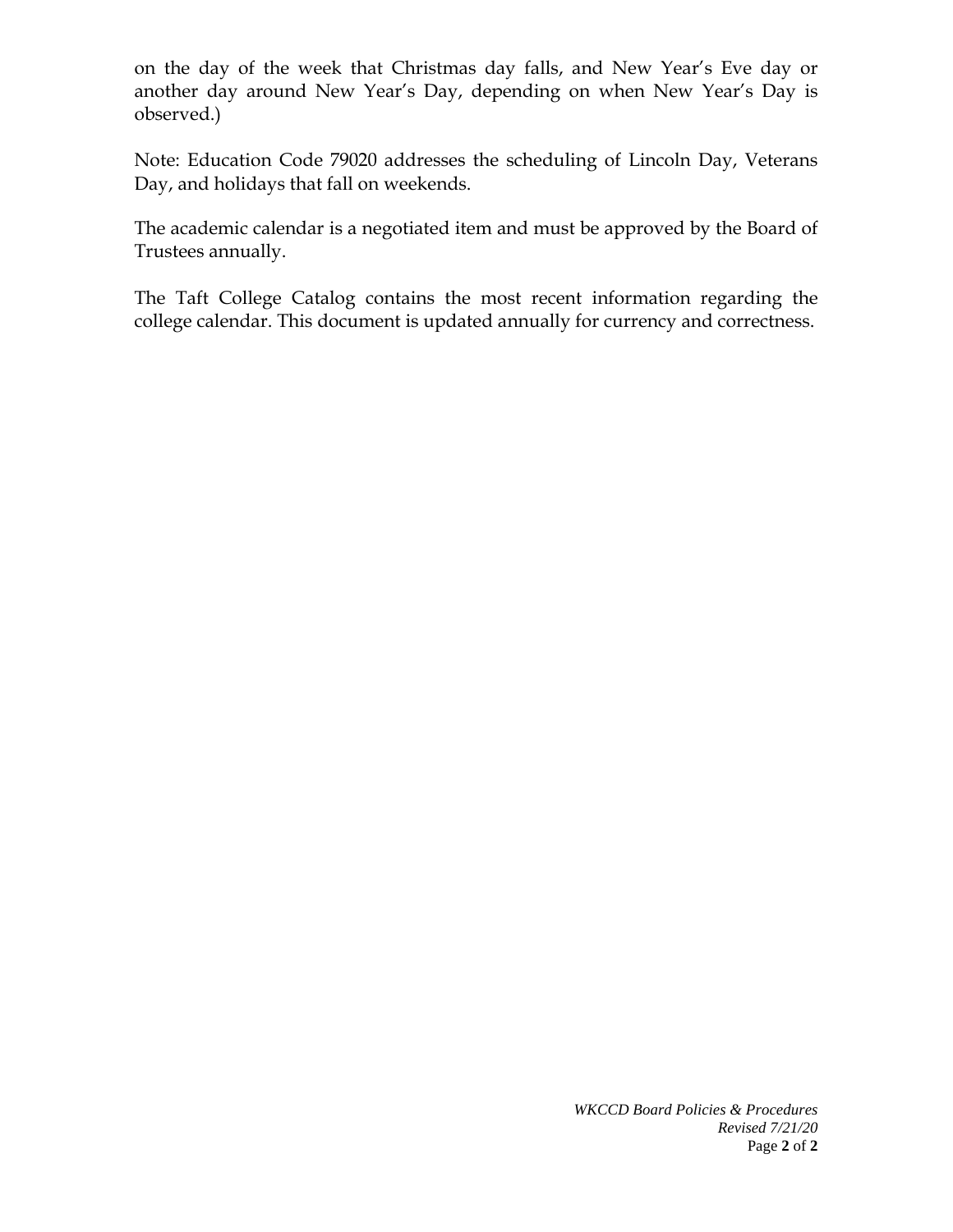on the day of the week that Christmas day falls, and New Year's Eve day or another day around New Year's Day, depending on when New Year's Day is observed.)

Note: Education Code 79020 addresses the scheduling of Lincoln Day, Veterans Day, and holidays that fall on weekends.

The academic calendar is a negotiated item and must be approved by the Board of Trustees annually.

The Taft College Catalog contains the most recent information regarding the college calendar. This document is updated annually for currency and correctness.